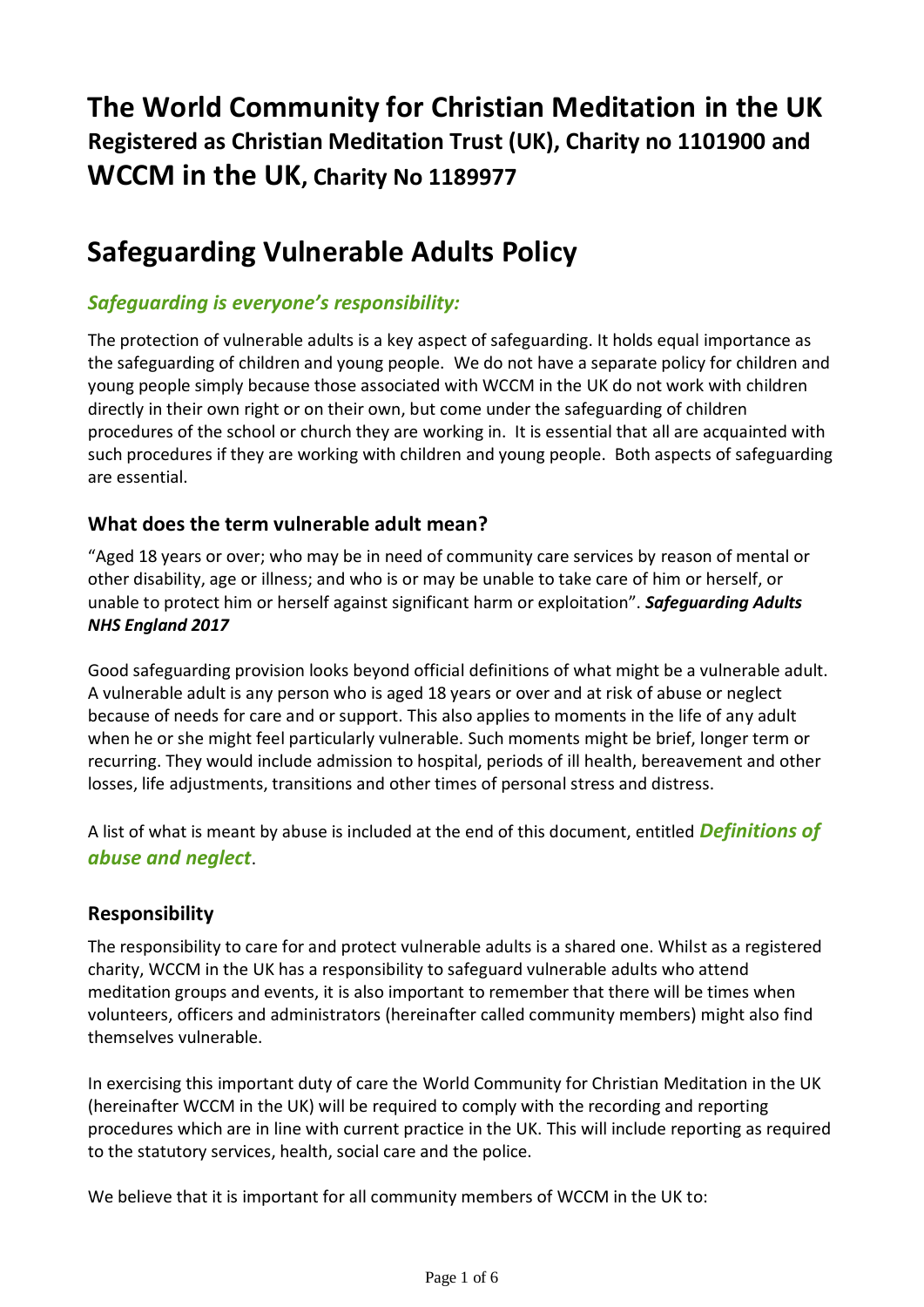# The World Community for Christian Meditation in the UK

**Registered as Christian Meditation Trust (UK), Charity no 1101900 and WCCM in the UK, Charity No 1189977**

# Safeguarding Vulnerable Adults Policy

## *Safeguarding is everyone's responsibility:*

The protection of vulnerable adults is a key aspect of safeguarding. It holds equal importance as the safeguarding of children and young people. We do not have a separate policy for children and young people simply because those associated with WCCM in the UK do not work with children directly in their own right or on their own, but come under the safeguarding of children procedures of the school or church they are working in. It is essential that all are acquainted with such procedures if they are working with children and young people. Both aspects of safeguarding are essential.

### What does the term vulnerable adult mean?

"Aged 18 years or over; who may be in need of community care services by reason of mental or other disability, age or illness; and who is or may be unable to take care of him or herself, or unable to protect him or herself against significant harm or exploitation". ***Safeguarding Adults NHS England 2017***

Good safeguarding provision looks beyond official definitions of what might be a vulnerable adult. A vulnerable adult is any person who is aged 18 years or over and at risk of abuse or neglect because of needs for care and or support. This also applies to moments in the life of any adult when he or she might feel particularly vulnerable. Such moments might be brief, longer term or recurring. They would include admission to hospital, periods of ill health, bereavement and other losses, life adjustments, transitions and other times of personal stress and distress.

A list of what is meant by abuse is included at the end of this document, entitled ***Definitions of abuse and neglect***.

### Responsibility

The responsibility to care for and protect vulnerable adults is a shared one. Whilst as a registered charity, WCCM in the UK has a responsibility to safeguard vulnerable adults who attend meditation groups and events, it is also important to remember that there will be times when volunteers, officers and administrators (hereinafter called community members) might also find themselves vulnerable.

In exercising this important duty of care the World Community for Christian Meditation in the UK (hereinafter WCCM in the UK) will be required to comply with the recording and reporting procedures which are in line with current practice in the UK. This will include reporting as required to the statutory services, health, social care and the police.

We believe that it is important for all community members of WCCM in the UK to: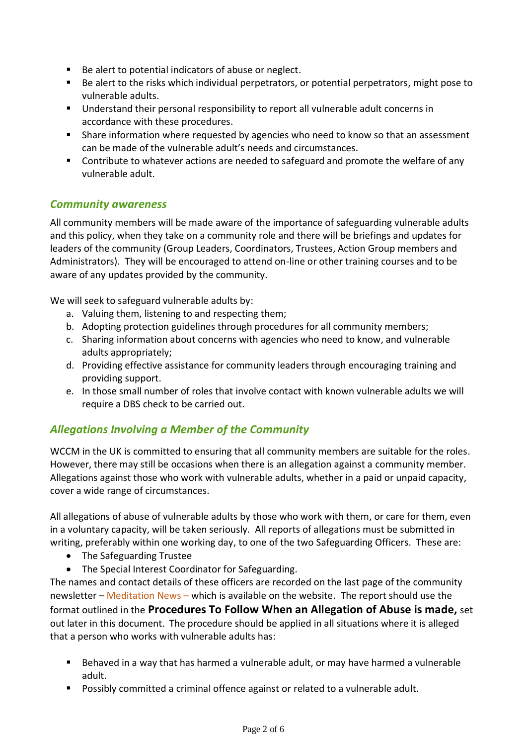- Be alert to potential indicators of abuse or neglect.
- Be alert to the risks which individual perpetrators, or potential perpetrators, might pose to vulnerable adults.
- Understand their personal responsibility to report all vulnerable adult concerns in accordance with these procedures.
- Share information where requested by agencies who need to know so that an assessment can be made of the vulnerable adult's needs and circumstances.
- Contribute to whatever actions are needed to safeguard and promote the welfare of any vulnerable adult.

### *Community awareness*

All community members will be made aware of the importance of safeguarding vulnerable adults and this policy, when they take on a community role and there will be briefings and updates for leaders of the community (Group Leaders, Coordinators, Trustees, Action Group members and Administrators). They will be encouraged to attend on-line or other training courses and to be aware of any updates provided by the community.

We will seek to safeguard vulnerable adults by:

a. Valuing them, listening to and respecting them;
b. Adopting protection guidelines through procedures for all community members;
c. Sharing information about concerns with agencies who need to know, and vulnerable adults appropriately;
d. Providing effective assistance for community leaders through encouraging training and providing support.
e. In those small number of roles that involve contact with known vulnerable adults we will require a DBS check to be carried out.

### *Allegations Involving a Member of the Community*

WCCM in the UK is committed to ensuring that all community members are suitable for the roles. However, there may still be occasions when there is an allegation against a community member. Allegations against those who work with vulnerable adults, whether in a paid or unpaid capacity, cover a wide range of circumstances.

All allegations of abuse of vulnerable adults by those who work with them, or care for them, even in a voluntary capacity, will be taken seriously. All reports of allegations must be submitted in writing, preferably within one working day, to one of the two Safeguarding Officers. These are:

- The Safeguarding Trustee
- The Special Interest Coordinator for Safeguarding.

The names and contact details of these officers are recorded on the last page of the community newsletter – Meditation News – which is available on the website. The report should use the format outlined in the **Procedures To Follow When an Allegation of Abuse is made,** set out later in this document. The procedure should be applied in all situations where it is alleged that a person who works with vulnerable adults has:

- Behaved in a way that has harmed a vulnerable adult, or may have harmed a vulnerable adult.
- Possibly committed a criminal offence against or related to a vulnerable adult.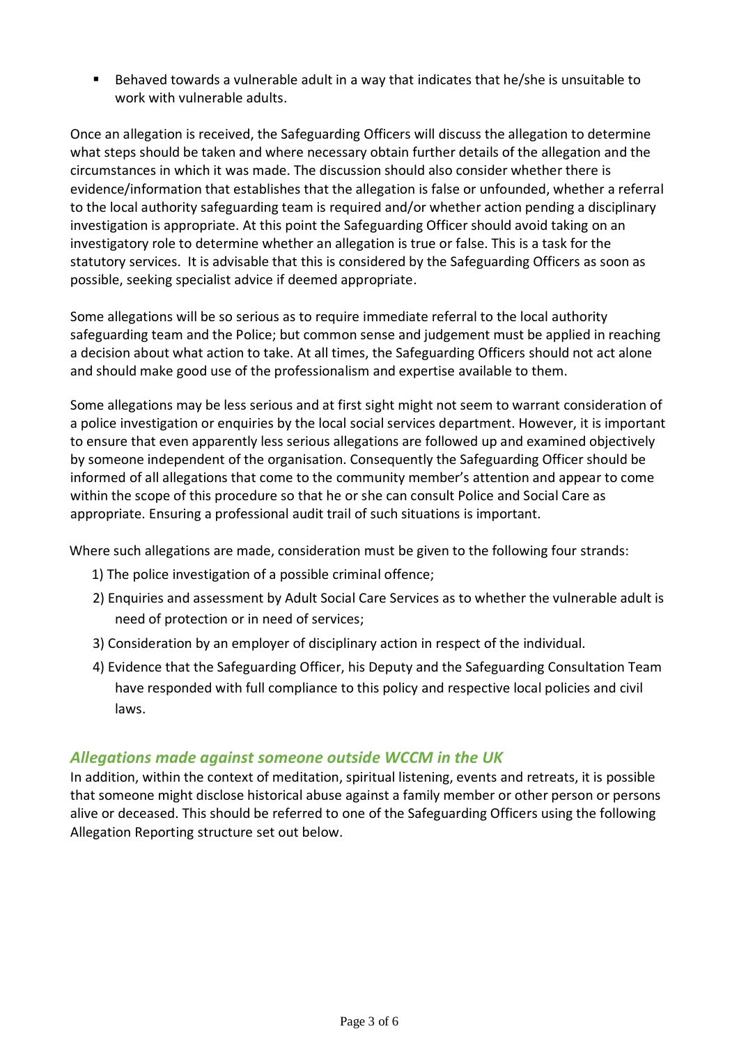- Behaved towards a vulnerable adult in a way that indicates that he/she is unsuitable to work with vulnerable adults.

Once an allegation is received, the Safeguarding Officers will discuss the allegation to determine what steps should be taken and where necessary obtain further details of the allegation and the circumstances in which it was made. The discussion should also consider whether there is evidence/information that establishes that the allegation is false or unfounded, whether a referral to the local authority safeguarding team is required and/or whether action pending a disciplinary investigation is appropriate. At this point the Safeguarding Officer should avoid taking on an investigatory role to determine whether an allegation is true or false. This is a task for the statutory services. It is advisable that this is considered by the Safeguarding Officers as soon as possible, seeking specialist advice if deemed appropriate.

Some allegations will be so serious as to require immediate referral to the local authority safeguarding team and the Police; but common sense and judgement must be applied in reaching a decision about what action to take. At all times, the Safeguarding Officers should not act alone and should make good use of the professionalism and expertise available to them.

Some allegations may be less serious and at first sight might not seem to warrant consideration of a police investigation or enquiries by the local social services department. However, it is important to ensure that even apparently less serious allegations are followed up and examined objectively by someone independent of the organisation. Consequently the Safeguarding Officer should be informed of all allegations that come to the community member's attention and appear to come within the scope of this procedure so that he or she can consult Police and Social Care as appropriate. Ensuring a professional audit trail of such situations is important.

Where such allegations are made, consideration must be given to the following four strands:

1) The police investigation of a possible criminal offence;
2) Enquiries and assessment by Adult Social Care Services as to whether the vulnerable adult is need of protection or in need of services;
3) Consideration by an employer of disciplinary action in respect of the individual.
4) Evidence that the Safeguarding Officer, his Deputy and the Safeguarding Consultation Team have responded with full compliance to this policy and respective local policies and civil laws.

### *Allegations made against someone outside WCCM in the UK*

In addition, within the context of meditation, spiritual listening, events and retreats, it is possible that someone might disclose historical abuse against a family member or other person or persons alive or deceased. This should be referred to one of the Safeguarding Officers using the following Allegation Reporting structure set out below.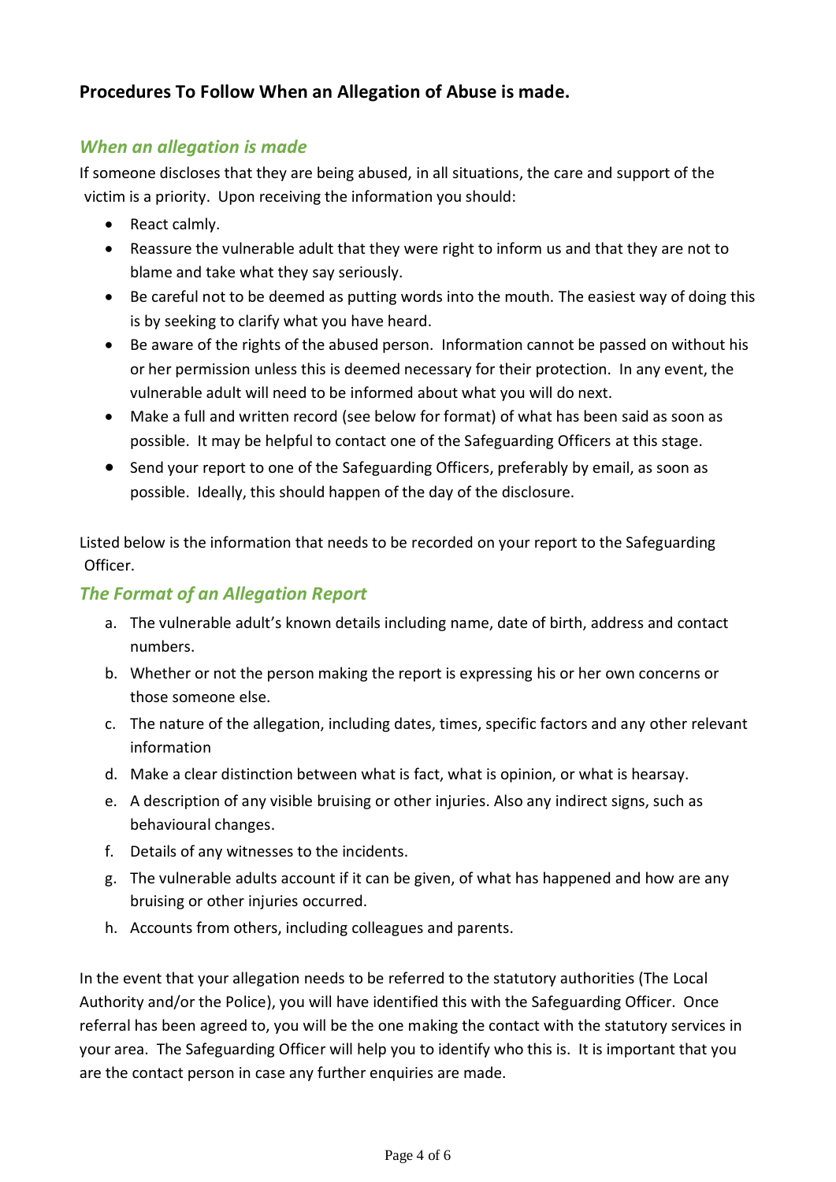## Procedures To Follow When an Allegation of Abuse is made.

### *When an allegation is made*

If someone discloses that they are being abused, in all situations, the care and support of the victim is a priority. Upon receiving the information you should:

- React calmly.
- Reassure the vulnerable adult that they were right to inform us and that they are not to blame and take what they say seriously.
- Be careful not to be deemed as putting words into the mouth. The easiest way of doing this is by seeking to clarify what you have heard.
- Be aware of the rights of the abused person. Information cannot be passed on without his or her permission unless this is deemed necessary for their protection. In any event, the vulnerable adult will need to be informed about what you will do next.
- Make a full and written record (see below for format) of what has been said as soon as possible. It may be helpful to contact one of the Safeguarding Officers at this stage.
- Send your report to one of the Safeguarding Officers, preferably by email, as soon as possible. Ideally, this should happen of the day of the disclosure.

Listed below is the information that needs to be recorded on your report to the Safeguarding Officer.

### *The Format of an Allegation Report*

a. The vulnerable adult's known details including name, date of birth, address and contact numbers.
b. Whether or not the person making the report is expressing his or her own concerns or those someone else.
c. The nature of the allegation, including dates, times, specific factors and any other relevant information
d. Make a clear distinction between what is fact, what is opinion, or what is hearsay.
e. A description of any visible bruising or other injuries. Also any indirect signs, such as behavioural changes.
f. Details of any witnesses to the incidents.
g. The vulnerable adults account if it can be given, of what has happened and how are any bruising or other injuries occurred.
h. Accounts from others, including colleagues and parents.

In the event that your allegation needs to be referred to the statutory authorities (The Local Authority and/or the Police), you will have identified this with the Safeguarding Officer. Once referral has been agreed to, you will be the one making the contact with the statutory services in your area. The Safeguarding Officer will help you to identify who this is. It is important that you are the contact person in case any further enquiries are made.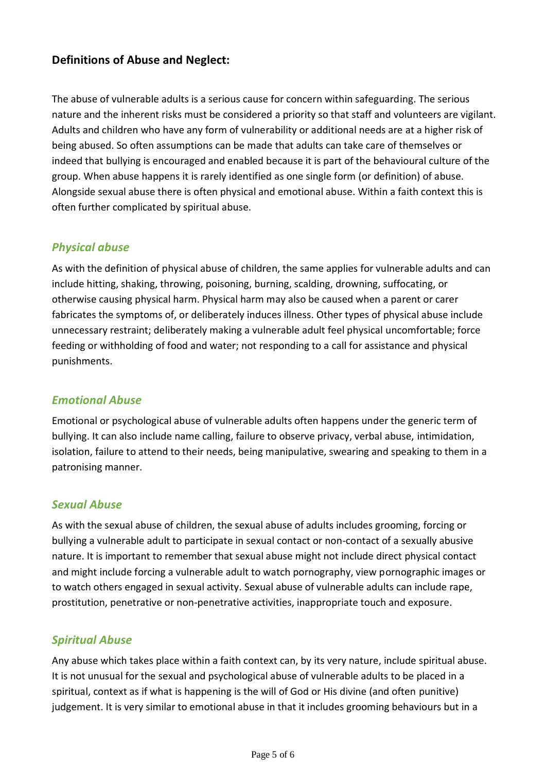## Definitions of Abuse and Neglect:

The abuse of vulnerable adults is a serious cause for concern within safeguarding. The serious nature and the inherent risks must be considered a priority so that staff and volunteers are vigilant. Adults and children who have any form of vulnerability or additional needs are at a higher risk of being abused. So often assumptions can be made that adults can take care of themselves or indeed that bullying is encouraged and enabled because it is part of the behavioural culture of the group. When abuse happens it is rarely identified as one single form (or definition) of abuse. Alongside sexual abuse there is often physical and emotional abuse. Within a faith context this is often further complicated by spiritual abuse.

### *Physical abuse*

As with the definition of physical abuse of children, the same applies for vulnerable adults and can include hitting, shaking, throwing, poisoning, burning, scalding, drowning, suffocating, or otherwise causing physical harm. Physical harm may also be caused when a parent or carer fabricates the symptoms of, or deliberately induces illness. Other types of physical abuse include unnecessary restraint; deliberately making a vulnerable adult feel physical uncomfortable; force feeding or withholding of food and water; not responding to a call for assistance and physical punishments.

### *Emotional Abuse*

Emotional or psychological abuse of vulnerable adults often happens under the generic term of bullying. It can also include name calling, failure to observe privacy, verbal abuse, intimidation, isolation, failure to attend to their needs, being manipulative, swearing and speaking to them in a patronising manner.

### *Sexual Abuse*

As with the sexual abuse of children, the sexual abuse of adults includes grooming, forcing or bullying a vulnerable adult to participate in sexual contact or non-contact of a sexually abusive nature. It is important to remember that sexual abuse might not include direct physical contact and might include forcing a vulnerable adult to watch pornography, view pornographic images or to watch others engaged in sexual activity. Sexual abuse of vulnerable adults can include rape, prostitution, penetrative or non-penetrative activities, inappropriate touch and exposure.

### *Spiritual Abuse*

Any abuse which takes place within a faith context can, by its very nature, include spiritual abuse. It is not unusual for the sexual and psychological abuse of vulnerable adults to be placed in a spiritual, context as if what is happening is the will of God or His divine (and often punitive) judgement. It is very similar to emotional abuse in that it includes grooming behaviours but in a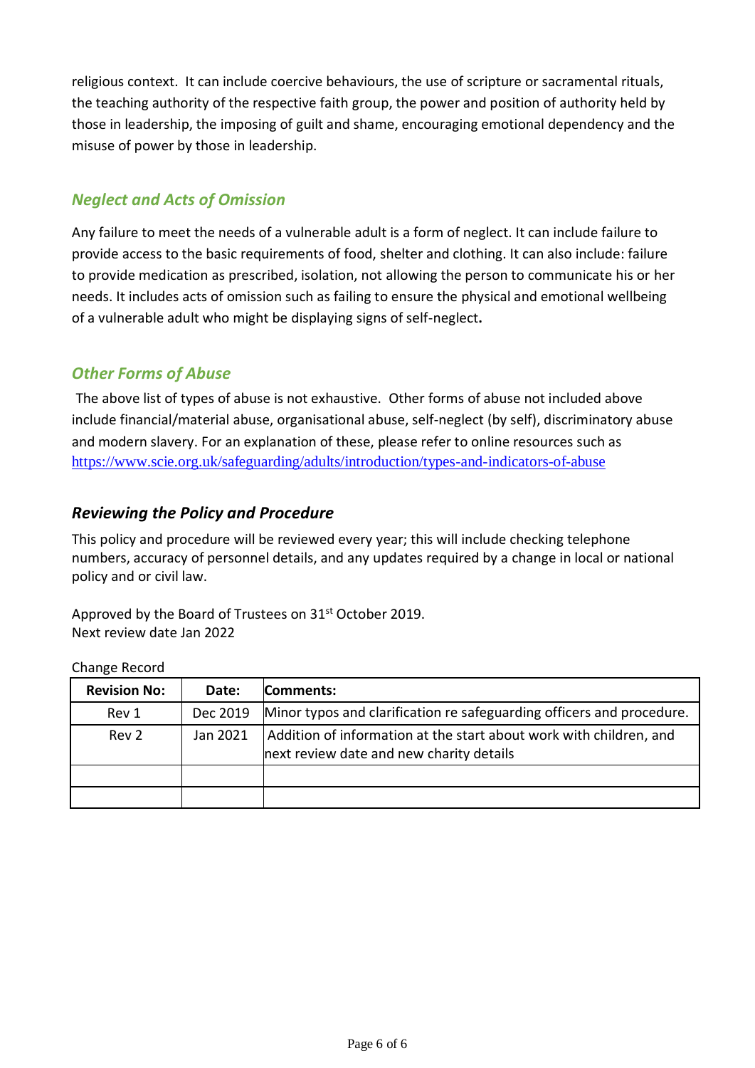religious context. It can include coercive behaviours, the use of scripture or sacramental rituals, the teaching authority of the respective faith group, the power and position of authority held by those in leadership, the imposing of guilt and shame, encouraging emotional dependency and the misuse of power by those in leadership.

### *Neglect and Acts of Omission*

Any failure to meet the needs of a vulnerable adult is a form of neglect. It can include failure to provide access to the basic requirements of food, shelter and clothing. It can also include: failure to provide medication as prescribed, isolation, not allowing the person to communicate his or her needs. It includes acts of omission such as failing to ensure the physical and emotional wellbeing of a vulnerable adult who might be displaying signs of self-neglect**.**

### *Other Forms of Abuse*

The above list of types of abuse is not exhaustive. Other forms of abuse not included above include financial/material abuse, organisational abuse, self-neglect (by self), discriminatory abuse and modern slavery. For an explanation of these, please refer to online resources such as https://www.scie.org.uk/safeguarding/adults/introduction/types-and-indicators-of-abuse

### ***Reviewing the Policy and Procedure***

This policy and procedure will be reviewed every year; this will include checking telephone numbers, accuracy of personnel details, and any updates required by a change in local or national policy and or civil law.

Approved by the Board of Trustees on 31st October 2019.
Next review date Jan 2022

Change Record

| **Revision No:** | **Date:** | **Comments:** |
|---|---|---|
| Rev 1 | Dec 2019 | Minor typos and clarification re safeguarding officers and procedure. |
| Rev 2 | Jan 2021 | Addition of information at the start about work with children, and next review date and new charity details |
| | | |
| | | |